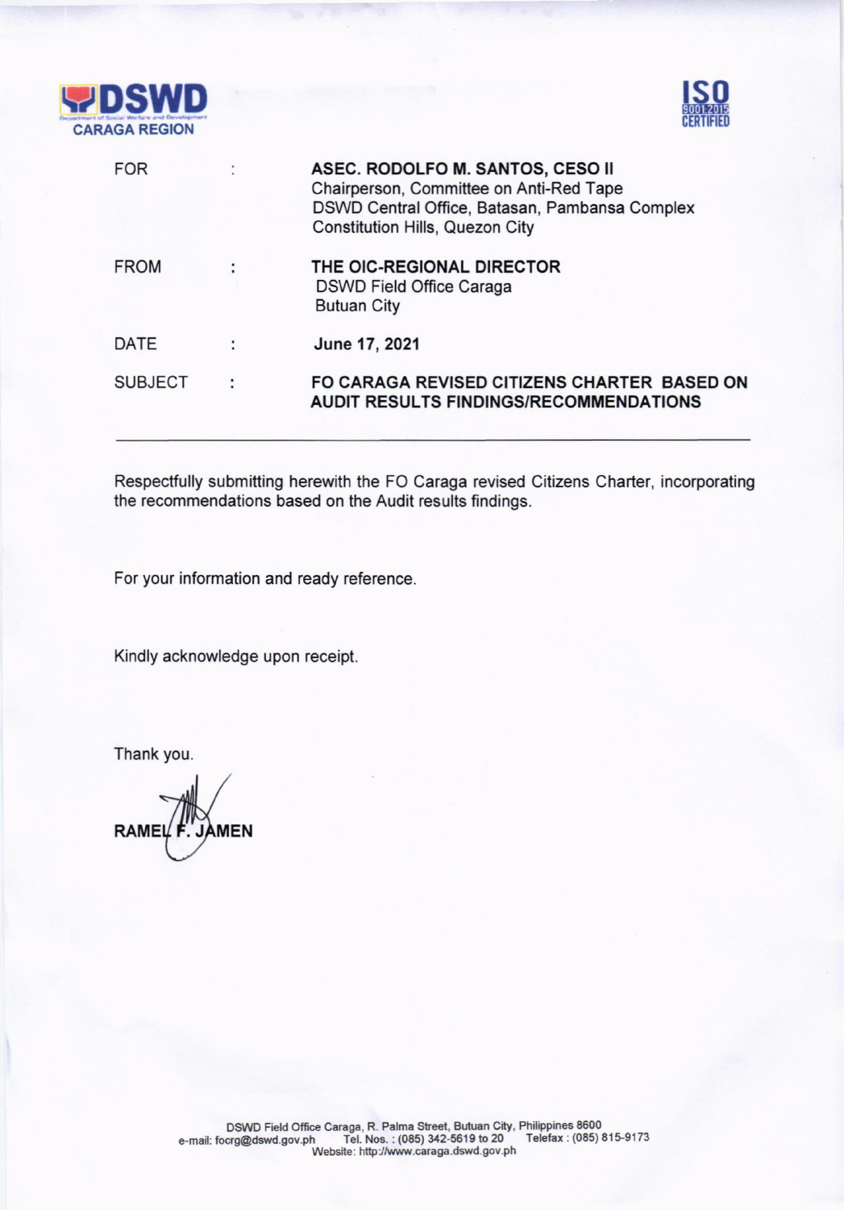**DSWD**
CARAGA REGION

**ISO 9001:2015 CERTIFIED**

| | | |
|---|---|---|
| FOR | : | **ASEC. RODOLFO M. SANTOS, CESO II**<br>Chairperson, Committee on Anti-Red Tape<br>DSWD Central Office, Batasan, Pambansa Complex<br>Constitution Hills, Quezon City |
| FROM | : | **THE OIC-REGIONAL DIRECTOR**<br>DSWD Field Office Caraga<br>Butuan City |
| DATE | : | **June 17, 2021** |
| SUBJECT | : | **FO CARAGA REVISED CITIZENS CHARTER BASED ON AUDIT RESULTS FINDINGS/RECOMMENDATIONS** |

---

Respectfully submitting herewith the FO Caraga revised Citizens Charter, incorporating the recommendations based on the Audit results findings.

For your information and ready reference.

Kindly acknowledge upon receipt.

Thank you.

**RAMEL F. JAMEN**

DSWD Field Office Caraga, R. Palma Street, Butuan City, Philippines 8600
e-mail: focrg@dswd.gov.ph Tel. Nos. : (085) 342-5619 to 20 Telefax : (085) 815-9173
Website: http://www.caraga.dswd.gov.ph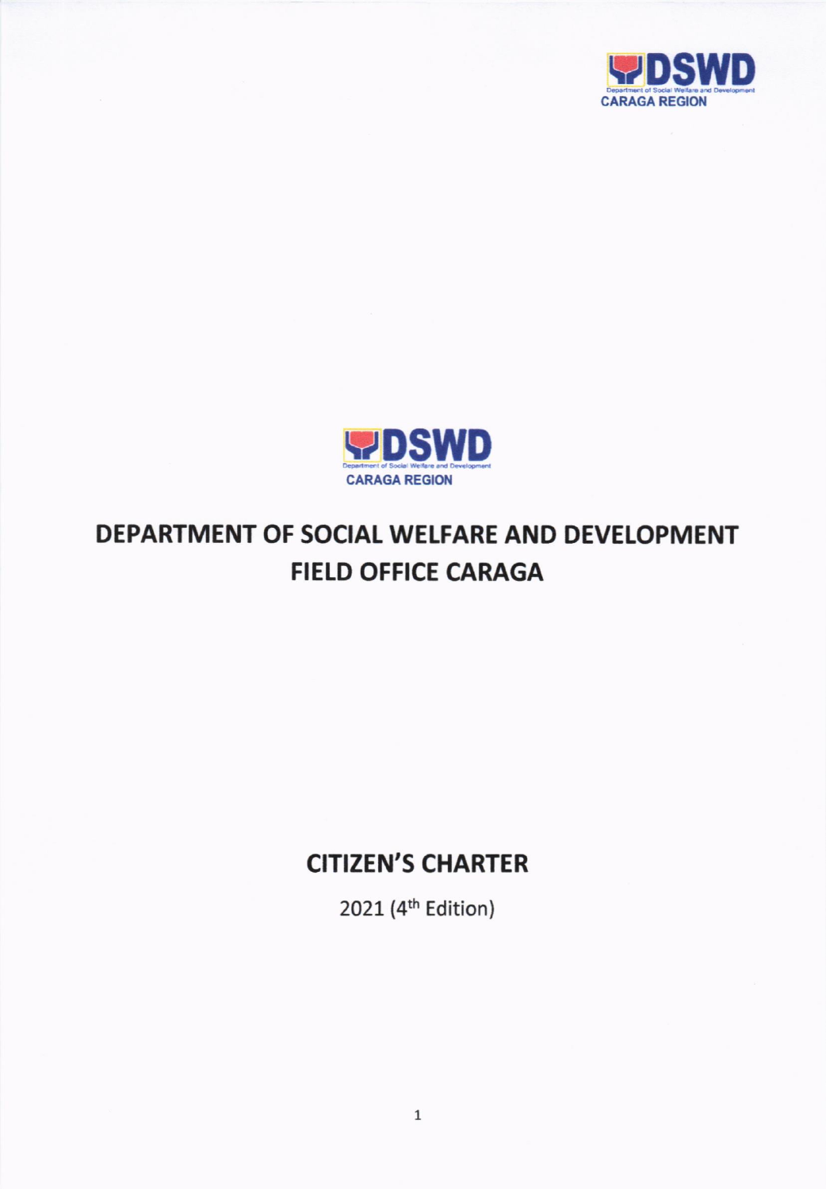# DEPARTMENT OF SOCIAL WELFARE AND DEVELOPMENT FIELD OFFICE CARAGA

## CITIZEN'S CHARTER

2021 (4th Edition)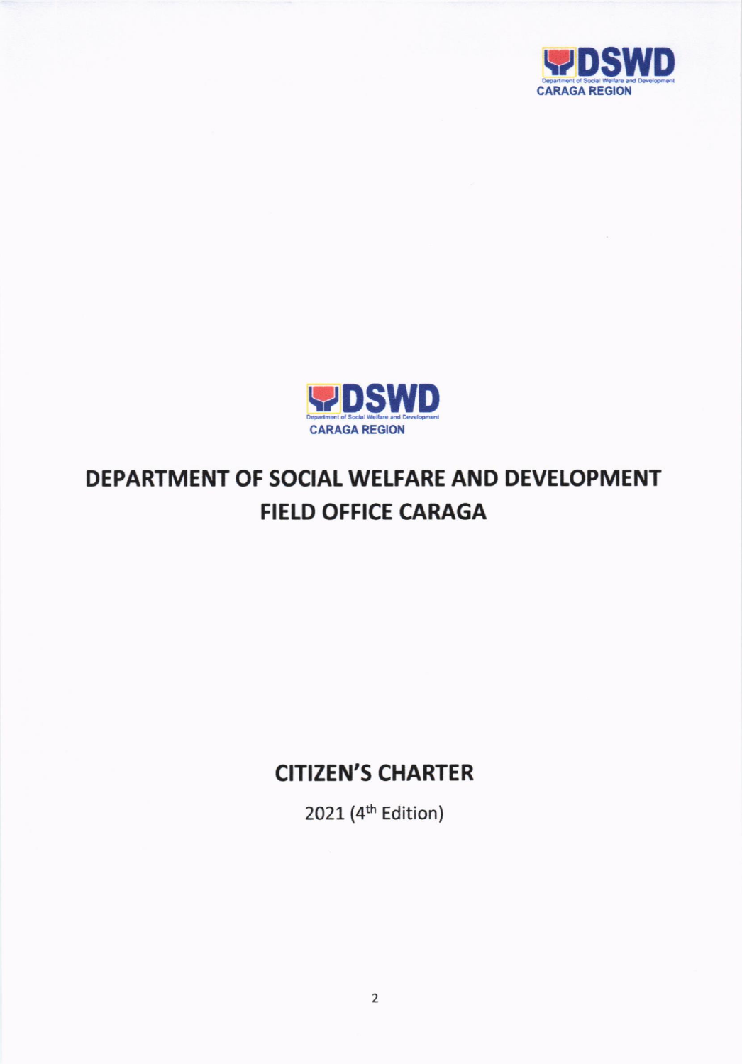# DEPARTMENT OF SOCIAL WELFARE AND DEVELOPMENT
# FIELD OFFICE CARAGA

## CITIZEN'S CHARTER

2021 (4th Edition)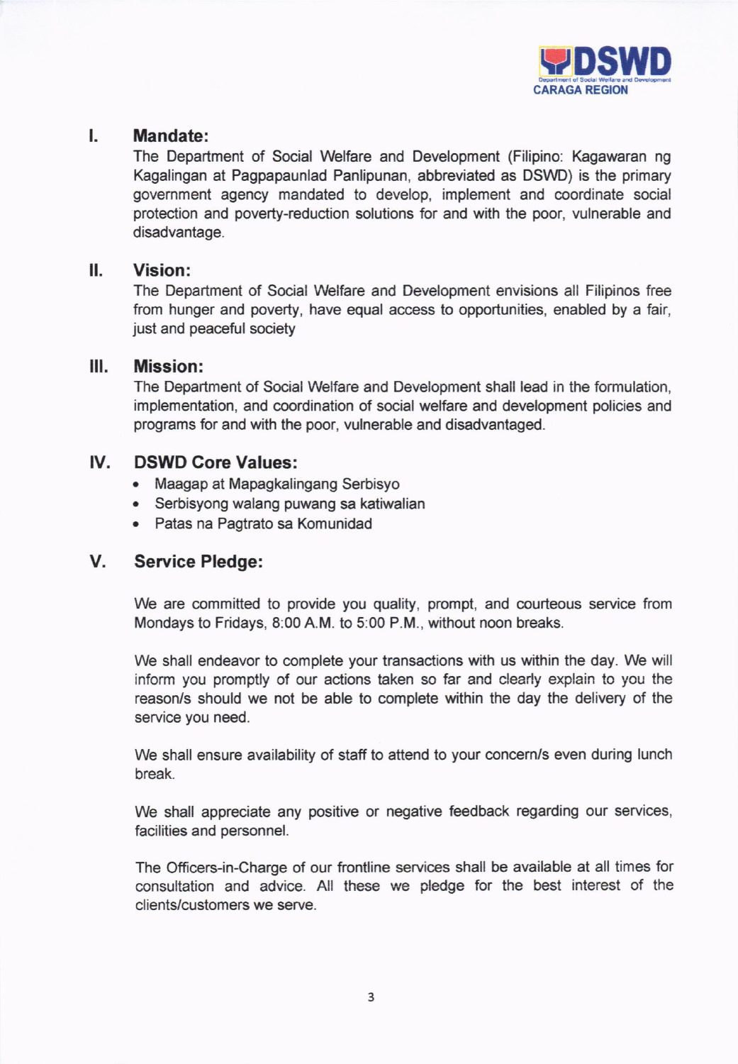## I. Mandate:

The Department of Social Welfare and Development (Filipino: Kagawaran ng Kagalingan at Pagpapaunlad Panlipunan, abbreviated as DSWD) is the primary government agency mandated to develop, implement and coordinate social protection and poverty-reduction solutions for and with the poor, vulnerable and disadvantage.

## II. Vision:

The Department of Social Welfare and Development envisions all Filipinos free from hunger and poverty, have equal access to opportunities, enabled by a fair, just and peaceful society

## III. Mission:

The Department of Social Welfare and Development shall lead in the formulation, implementation, and coordination of social welfare and development policies and programs for and with the poor, vulnerable and disadvantaged.

## IV. DSWD Core Values:

- Maagap at Mapagkalingang Serbisyo
- Serbisyong walang puwang sa katiwalian
- Patas na Pagtrato sa Komunidad

## V. Service Pledge:

We are committed to provide you quality, prompt, and courteous service from Mondays to Fridays, 8:00 A.M. to 5:00 P.M., without noon breaks.

We shall endeavor to complete your transactions with us within the day. We will inform you promptly of our actions taken so far and clearly explain to you the reason/s should we not be able to complete within the day the delivery of the service you need.

We shall ensure availability of staff to attend to your concern/s even during lunch break.

We shall appreciate any positive or negative feedback regarding our services, facilities and personnel.

The Officers-in-Charge of our frontline services shall be available at all times for consultation and advice. All these we pledge for the best interest of the clients/customers we serve.